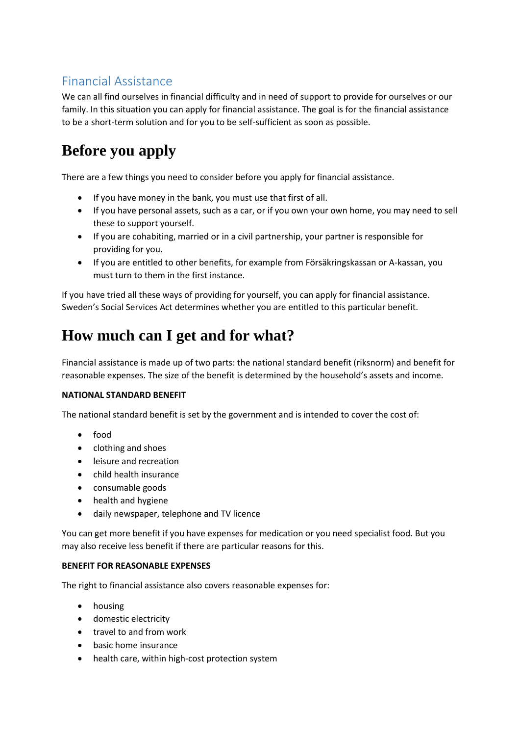# Financial Assistance

We can all find ourselves in financial difficulty and in need of support to provide for ourselves or our family. In this situation you can apply for financial assistance. The goal is for the financial assistance to be a short-term solution and for you to be self-sufficient as soon as possible.

## Before you apply

There are a few things you need to consider before you apply for financial assistance.

- If you have money in the bank, you must use that first of all.
- If you have personal assets, such as a car, or if you own your own home, you may need to sell these to support yourself.
- If you are cohabiting, married or in a civil partnership, your partner is responsible for providing for you.
- If you are entitled to other benefits, for example from Försäkringskassan or A-kassan, you must turn to them in the first instance.

If you have tried all these ways of providing for yourself, you can apply for financial assistance. Sweden's Social Services Act determines whether you are entitled to this particular benefit.

## How much can I get and for what?

Financial assistance is made up of two parts: the national standard benefit (riksnorm) and benefit for reasonable expenses. The size of the benefit is determined by the household's assets and income.

**NATIONAL STANDARD BENEFIT**

The national standard benefit is set by the government and is intended to cover the cost of:

- food
- clothing and shoes
- leisure and recreation
- child health insurance
- consumable goods
- health and hygiene
- daily newspaper, telephone and TV licence

You can get more benefit if you have expenses for medication or you need specialist food. But you may also receive less benefit if there are particular reasons for this.

**BENEFIT FOR REASONABLE EXPENSES**

The right to financial assistance also covers reasonable expenses for:

- housing
- domestic electricity
- travel to and from work
- basic home insurance
- health care, within high-cost protection system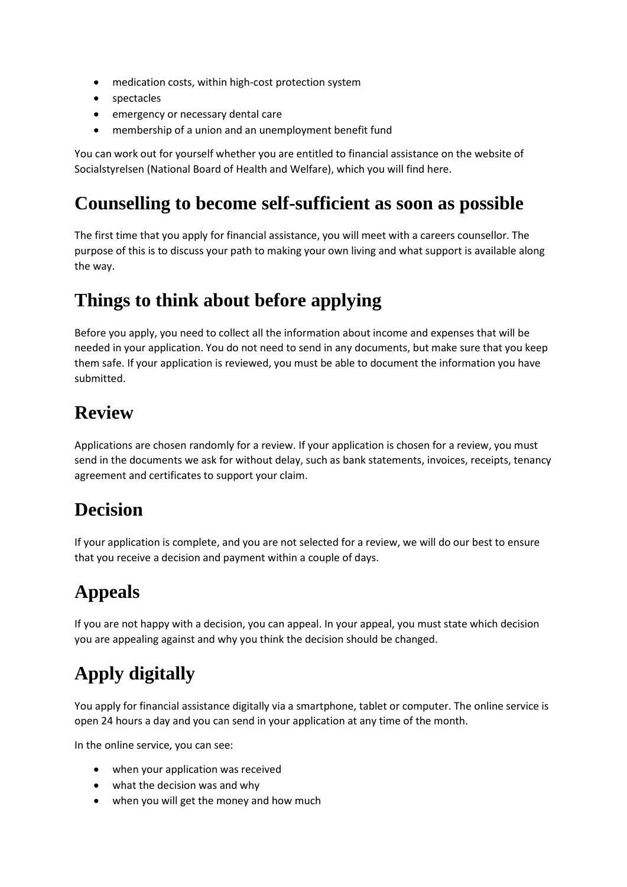- medication costs, within high-cost protection system
- spectacles
- emergency or necessary dental care
- membership of a union and an unemployment benefit fund

You can work out for yourself whether you are entitled to financial assistance on the website of Socialstyrelsen (National Board of Health and Welfare), which you will find here.

## Counselling to become self-sufficient as soon as possible

The first time that you apply for financial assistance, you will meet with a careers counsellor. The purpose of this is to discuss your path to making your own living and what support is available along the way.

## Things to think about before applying

Before you apply, you need to collect all the information about income and expenses that will be needed in your application. You do not need to send in any documents, but make sure that you keep them safe. If your application is reviewed, you must be able to document the information you have submitted.

## Review

Applications are chosen randomly for a review. If your application is chosen for a review, you must send in the documents we ask for without delay, such as bank statements, invoices, receipts, tenancy agreement and certificates to support your claim.

## Decision

If your application is complete, and you are not selected for a review, we will do our best to ensure that you receive a decision and payment within a couple of days.

## Appeals

If you are not happy with a decision, you can appeal. In your appeal, you must state which decision you are appealing against and why you think the decision should be changed.

## Apply digitally

You apply for financial assistance digitally via a smartphone, tablet or computer. The online service is open 24 hours a day and you can send in your application at any time of the month.

In the online service, you can see:

- when your application was received
- what the decision was and why
- when you will get the money and how much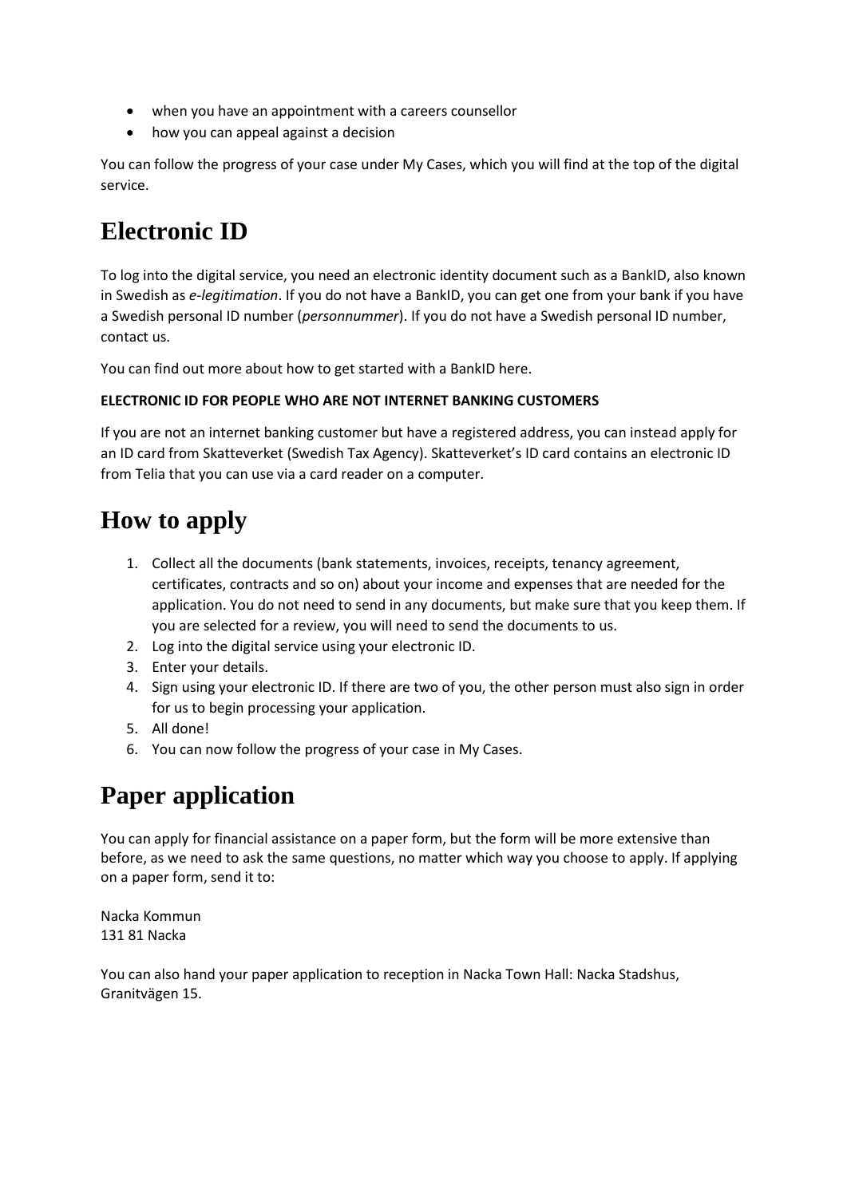- when you have an appointment with a careers counsellor
- how you can appeal against a decision

You can follow the progress of your case under My Cases, which you will find at the top of the digital service.

# Electronic ID

To log into the digital service, you need an electronic identity document such as a BankID, also known in Swedish as *e-legitimation*. If you do not have a BankID, you can get one from your bank if you have a Swedish personal ID number (*personnummer*). If you do not have a Swedish personal ID number, contact us.

You can find out more about how to get started with a BankID here.

**ELECTRONIC ID FOR PEOPLE WHO ARE NOT INTERNET BANKING CUSTOMERS**

If you are not an internet banking customer but have a registered address, you can instead apply for an ID card from Skatteverket (Swedish Tax Agency). Skatteverket's ID card contains an electronic ID from Telia that you can use via a card reader on a computer.

# How to apply

1. Collect all the documents (bank statements, invoices, receipts, tenancy agreement, certificates, contracts and so on) about your income and expenses that are needed for the application. You do not need to send in any documents, but make sure that you keep them. If you are selected for a review, you will need to send the documents to us.
2. Log into the digital service using your electronic ID.
3. Enter your details.
4. Sign using your electronic ID. If there are two of you, the other person must also sign in order for us to begin processing your application.
5. All done!
6. You can now follow the progress of your case in My Cases.

# Paper application

You can apply for financial assistance on a paper form, but the form will be more extensive than before, as we need to ask the same questions, no matter which way you choose to apply. If applying on a paper form, send it to:

Nacka Kommun
131 81 Nacka

You can also hand your paper application to reception in Nacka Town Hall: Nacka Stadshus, Granitvägen 15.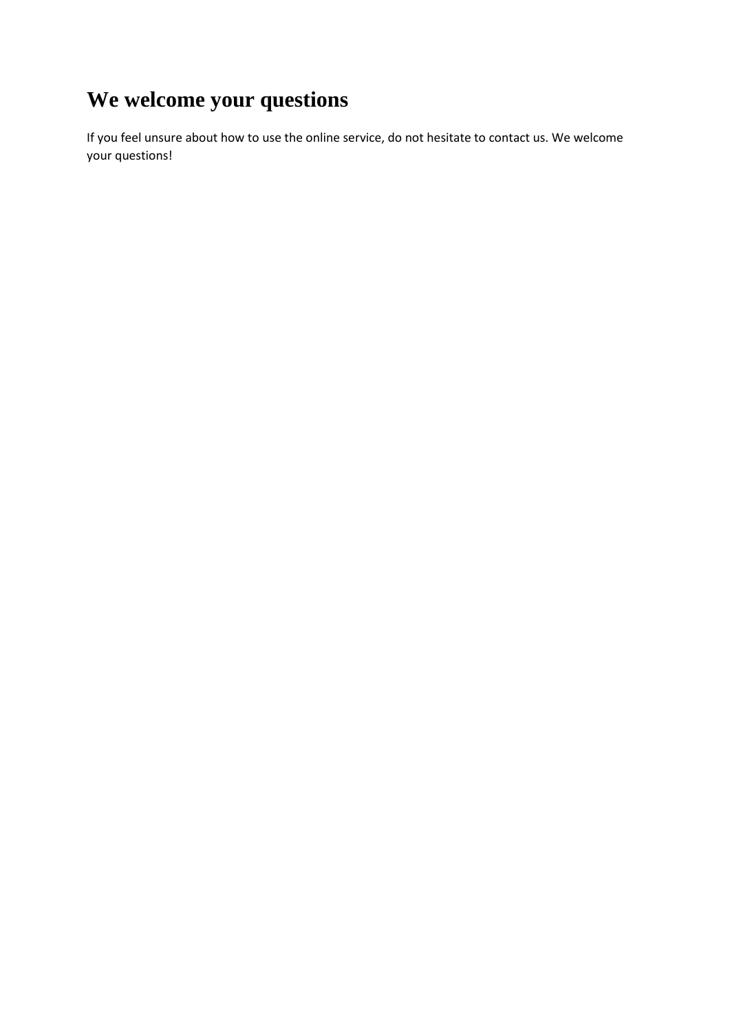# We welcome your questions

If you feel unsure about how to use the online service, do not hesitate to contact us. We welcome your questions!